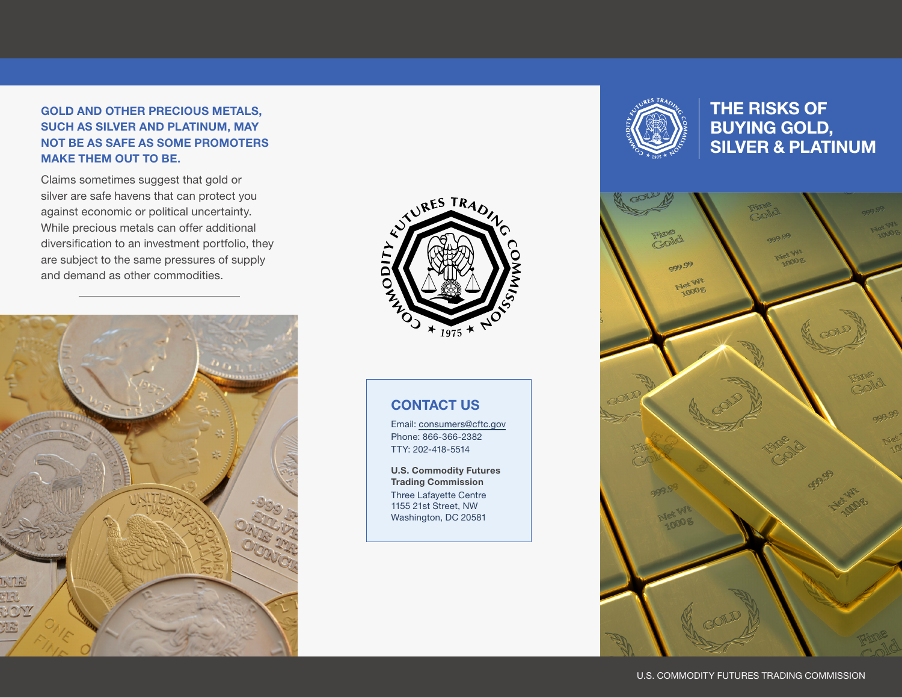# THE RISKS OF BUYING GOLD, SILVER & PLATINUM

**GOLD AND OTHER PRECIOUS METALS, SUCH AS SILVER AND PLATINUM, MAY NOT BE AS SAFE AS SOME PROMOTERS MAKE THEM OUT TO BE.**

Claims sometimes suggest that gold or silver are safe havens that can protect you against economic or political uncertainty. While precious metals can offer additional diversification to an investment portfolio, they are subject to the same pressures of supply and demand as other commodities.

## CONTACT US

Email: consumers@cftc.gov
Phone: 866-366-2382
TTY: 202-418-5514

**U.S. Commodity Futures Trading Commission**
Three Lafayette Centre
1155 21st Street, NW
Washington, DC 20581

U.S. COMMODITY FUTURES TRADING COMMISSION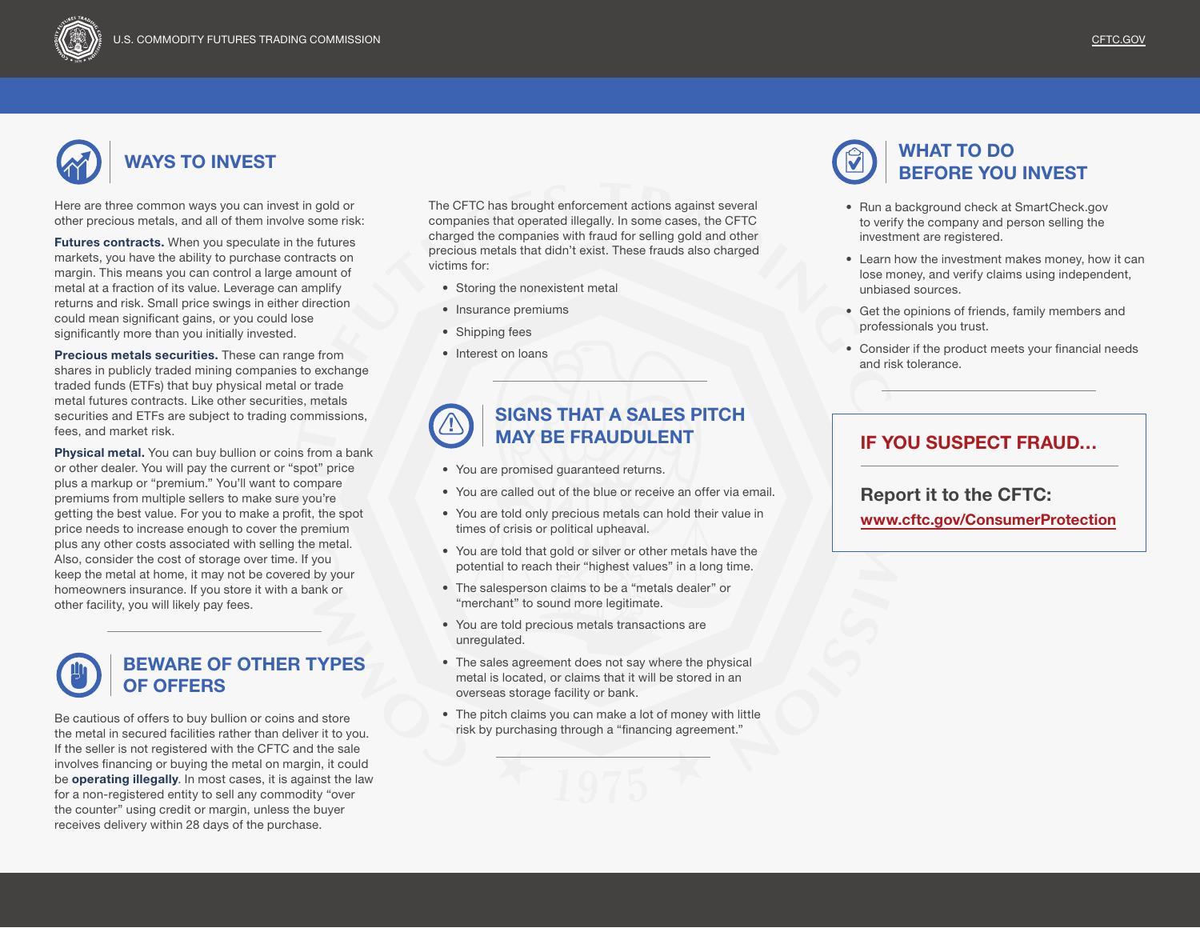## WAYS TO INVEST

Here are three common ways you can invest in gold or other precious metals, and all of them involve some risk:

**Futures contracts.** When you speculate in the futures markets, you have the ability to purchase contracts on margin. This means you can control a large amount of metal at a fraction of its value. Leverage can amplify returns and risk. Small price swings in either direction could mean significant gains, or you could lose significantly more than you initially invested.

**Precious metals securities.** These can range from shares in publicly traded mining companies to exchange traded funds (ETFs) that buy physical metal or trade metal futures contracts. Like other securities, metals securities and ETFs are subject to trading commissions, fees, and market risk.

**Physical metal.** You can buy bullion or coins from a bank or other dealer. You will pay the current or "spot" price plus a markup or "premium." You'll want to compare premiums from multiple sellers to make sure you're getting the best value. For you to make a profit, the spot price needs to increase enough to cover the premium plus any other costs associated with selling the metal. Also, consider the cost of storage over time. If you keep the metal at home, it may not be covered by your homeowners insurance. If you store it with a bank or other facility, you will likely pay fees.

## BEWARE OF OTHER TYPES OF OFFERS

Be cautious of offers to buy bullion or coins and store the metal in secured facilities rather than deliver it to you. If the seller is not registered with the CFTC and the sale involves financing or buying the metal on margin, it could be **operating illegally**. In most cases, it is against the law for a non-registered entity to sell any commodity "over the counter" using credit or margin, unless the buyer receives delivery within 28 days of the purchase.

The CFTC has brought enforcement actions against several companies that operated illegally. In some cases, the CFTC charged the companies with fraud for selling gold and other precious metals that didn't exist. These frauds also charged victims for:

- Storing the nonexistent metal
- Insurance premiums
- Shipping fees
- Interest on loans

## SIGNS THAT A SALES PITCH MAY BE FRAUDULENT

- You are promised guaranteed returns.
- You are called out of the blue or receive an offer via email.
- You are told only precious metals can hold their value in times of crisis or political upheaval.
- You are told that gold or silver or other metals have the potential to reach their "highest values" in a long time.
- The salesperson claims to be a "metals dealer" or "merchant" to sound more legitimate.
- You are told precious metals transactions are unregulated.
- The sales agreement does not say where the physical metal is located, or claims that it will be stored in an overseas storage facility or bank.
- The pitch claims you can make a lot of money with little risk by purchasing through a "financing agreement."

## WHAT TO DO BEFORE YOU INVEST

- Run a background check at SmartCheck.gov to verify the company and person selling the investment are registered.
- Learn how the investment makes money, how it can lose money, and verify claims using independent, unbiased sources.
- Get the opinions of friends, family members and professionals you trust.
- Consider if the product meets your financial needs and risk tolerance.

## IF YOU SUSPECT FRAUD...

**Report it to the CFTC:**

www.cftc.gov/ConsumerProtection